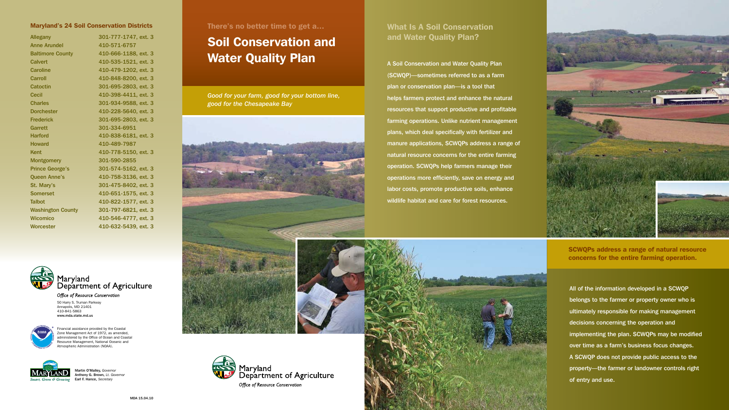## Maryland's 24 Soil Conservation Districts

| District | Phone |
|---|---|
| Allegany | 301-777-1747, ext. 3 |
| Anne Arundel | 410-571-6757 |
| Baltimore County | 410-666-1188, ext. 3 |
| Calvert | 410-535-1521, ext. 3 |
| Caroline | 410-479-1202, ext. 3 |
| Carroll | 410-848-8200, ext. 3 |
| Catoctin | 301-695-2803, ext. 3 |
| Cecil | 410-398-4411, ext. 3 |
| Charles | 301-934-9588, ext. 3 |
| Dorchester | 410-228-5640, ext. 3 |
| Frederick | 301-695-2803, ext. 3 |
| Garrett | 301-334-6951 |
| Harford | 410-838-6181, ext. 3 |
| Howard | 410-489-7987 |
| Kent | 410-778-5150, ext. 3 |
| Montgomery | 301-590-2855 |
| Prince George's | 301-574-5162, ext. 3 |
| Queen Anne's | 410-758-3136, ext. 3 |
| St. Mary's | 301-475-8402, ext. 3 |
| Somerset | 410-651-1575, ext. 3 |
| Talbot | 410-822-1577, ext. 3 |
| Washington County | 301-797-6821, ext. 3 |
| Wicomico | 410-546-4777, ext. 3 |
| Worcester | 410-632-5439, ext. 3 |

Maryland Department of Agriculture
*Office of Resource Conservation*
50 Harry S. Truman Parkway
Annapolis, MD 21401
410-841-5863
**www.mda.state.md.us**

Financial assistance provided by the Coastal Zone Management Act of 1972, as amended, administered by the Office of Ocean and Coastal Resource Management, National Oceanic and Atmospheric Administration (NOAA).

MARYLAND *Smart, Green & Growing*
**Martin O'Malley,** *Governor*
**Anthony G. Brown,** *Lt. Governor*
**Earl F. Hance,** *Secretary*

MDA 15.04.10

There's no better time to get a...

# Soil Conservation and Water Quality Plan

*Good for your farm, good for your bottom line, good for the Chesapeake Bay*

Maryland Department of Agriculture
*Office of Resource Conservation*

## What Is A Soil Conservation and Water Quality Plan?

A Soil Conservation and Water Quality Plan (SCWQP)—sometimes referred to as a farm plan or conservation plan—is a tool that helps farmers protect and enhance the natural resources that support productive and profitable farming operations. Unlike nutrient management plans, which deal specifically with fertilizer and manure applications, SCWQPs address a range of natural resource concerns for the entire farming operation. SCWQPs help farmers manage their operations more efficiently, save on energy and labor costs, promote productive soils, enhance wildlife habitat and care for forest resources.

**SCWQPs address a range of natural resource concerns for the entire farming operation.**

All of the information developed in a SCWQP belongs to the farmer or property owner who is ultimately responsible for making management decisions concerning the operation and implementing the plan. SCWQPs may be modified over time as a farm's business focus changes. A SCWQP does not provide public access to the property—the farmer or landowner controls right of entry and use.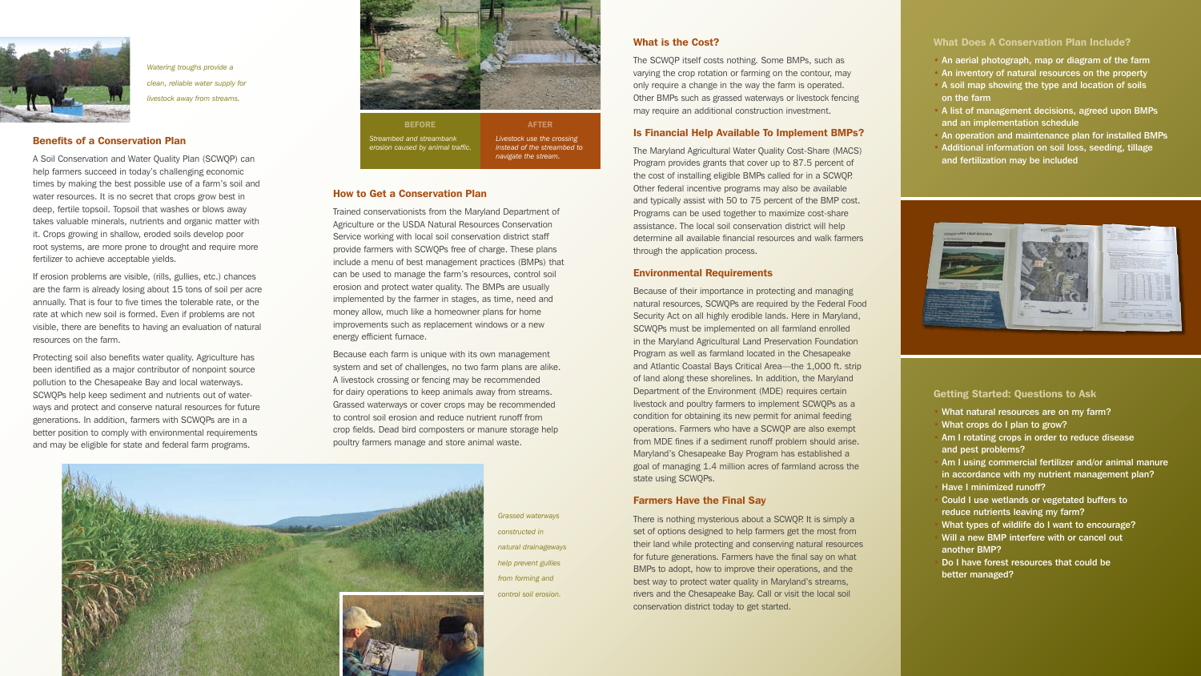*Watering troughs provide a clean, reliable water supply for livestock away from streams.*

## Benefits of a Conservation Plan

A Soil Conservation and Water Quality Plan (SCWQP) can help farmers succeed in today's challenging economic times by making the best possible use of a farm's soil and water resources. It is no secret that crops grow best in deep, fertile topsoil. Topsoil that washes or blows away takes valuable minerals, nutrients and organic matter with it. Crops growing in shallow, eroded soils develop poor root systems, are more prone to drought and require more fertilizer to achieve acceptable yields.

If erosion problems are visible, (rills, gullies, etc.) chances are the farm is already losing about 15 tons of soil per acre annually. That is four to five times the tolerable rate, or the rate at which new soil is formed. Even if problems are not visible, there are benefits to having an evaluation of natural resources on the farm.

Protecting soil also benefits water quality. Agriculture has been identified as a major contributor of nonpoint source pollution to the Chesapeake Bay and local waterways. SCWQPs help keep sediment and nutrients out of waterways and protect and conserve natural resources for future generations. In addition, farmers with SCWQPs are in a better position to comply with environmental requirements and may be eligible for state and federal farm programs.

**BEFORE**

*Streambed and streambank erosion caused by animal traffic.*

**AFTER**

*Livestock use the crossing instead of the streambed to navigate the stream.*

## How to Get a Conservation Plan

Trained conservationists from the Maryland Department of Agriculture or the USDA Natural Resources Conservation Service working with local soil conservation district staff provide farmers with SCWQPs free of charge. These plans include a menu of best management practices (BMPs) that can be used to manage the farm's resources, control soil erosion and protect water quality. The BMPs are usually implemented by the farmer in stages, as time, need and money allow, much like a homeowner plans for home improvements such as replacement windows or a new energy efficient furnace.

Because each farm is unique with its own management system and set of challenges, no two farm plans are alike. A livestock crossing or fencing may be recommended for dairy operations to keep animals away from streams. Grassed waterways or cover crops may be recommended to control soil erosion and reduce nutrient runoff from crop fields. Dead bird composters or manure storage help poultry farmers manage and store animal waste.

*Grassed waterways constructed in natural drainageways help prevent gullies from forming and control soil erosion.*

## What is the Cost?

The SCWQP itself costs nothing. Some BMPs, such as varying the crop rotation or farming on the contour, may only require a change in the way the farm is operated. Other BMPs such as grassed waterways or livestock fencing may require an additional construction investment.

## Is Financial Help Available To Implement BMPs?

The Maryland Agricultural Water Quality Cost-Share (MACS) Program provides grants that cover up to 87.5 percent of the cost of installing eligible BMPs called for in a SCWQP. Other federal incentive programs may also be available and typically assist with 50 to 75 percent of the BMP cost. Programs can be used together to maximize cost-share assistance. The local soil conservation district will help determine all available financial resources and walk farmers through the application process.

## Environmental Requirements

Because of their importance in protecting and managing natural resources, SCWQPs are required by the Federal Food Security Act on all highly erodible lands. Here in Maryland, SCWQPs must be implemented on all farmland enrolled in the Maryland Agricultural Land Preservation Foundation Program as well as farmland located in the Chesapeake and Atlantic Coastal Bays Critical Area—the 1,000 ft. strip of land along these shorelines. In addition, the Maryland Department of the Environment (MDE) requires certain livestock and poultry farmers to implement SCWQPs as a condition for obtaining its new permit for animal feeding operations. Farmers who have a SCWQP are also exempt from MDE fines if a sediment runoff problem should arise. Maryland's Chesapeake Bay Program has established a goal of managing 1.4 million acres of farmland across the state using SCWQPs.

## Farmers Have the Final Say

There is nothing mysterious about a SCWQP. It is simply a set of options designed to help farmers get the most from their land while protecting and conserving natural resources for future generations. Farmers have the final say on what BMPs to adopt, how to improve their operations, and the best way to protect water quality in Maryland's streams, rivers and the Chesapeake Bay. Call or visit the local soil conservation district today to get started.

## What Does A Conservation Plan Include?

- An aerial photograph, map or diagram of the farm
- An inventory of natural resources on the property
- A soil map showing the type and location of soils on the farm
- A list of management decisions, agreed upon BMPs and an implementation schedule
- An operation and maintenance plan for installed BMPs
- Additional information on soil loss, seeding, tillage and fertilization may be included

## Getting Started: Questions to Ask

- What natural resources are on my farm?
- What crops do I plan to grow?
- Am I rotating crops in order to reduce disease and pest problems?
- Am I using commercial fertilizer and/or animal manure in accordance with my nutrient management plan?
- Have I minimized runoff?
- Could I use wetlands or vegetated buffers to reduce nutrients leaving my farm?
- What types of wildlife do I want to encourage?
- Will a new BMP interfere with or cancel out another BMP?
- Do I have forest resources that could be better managed?